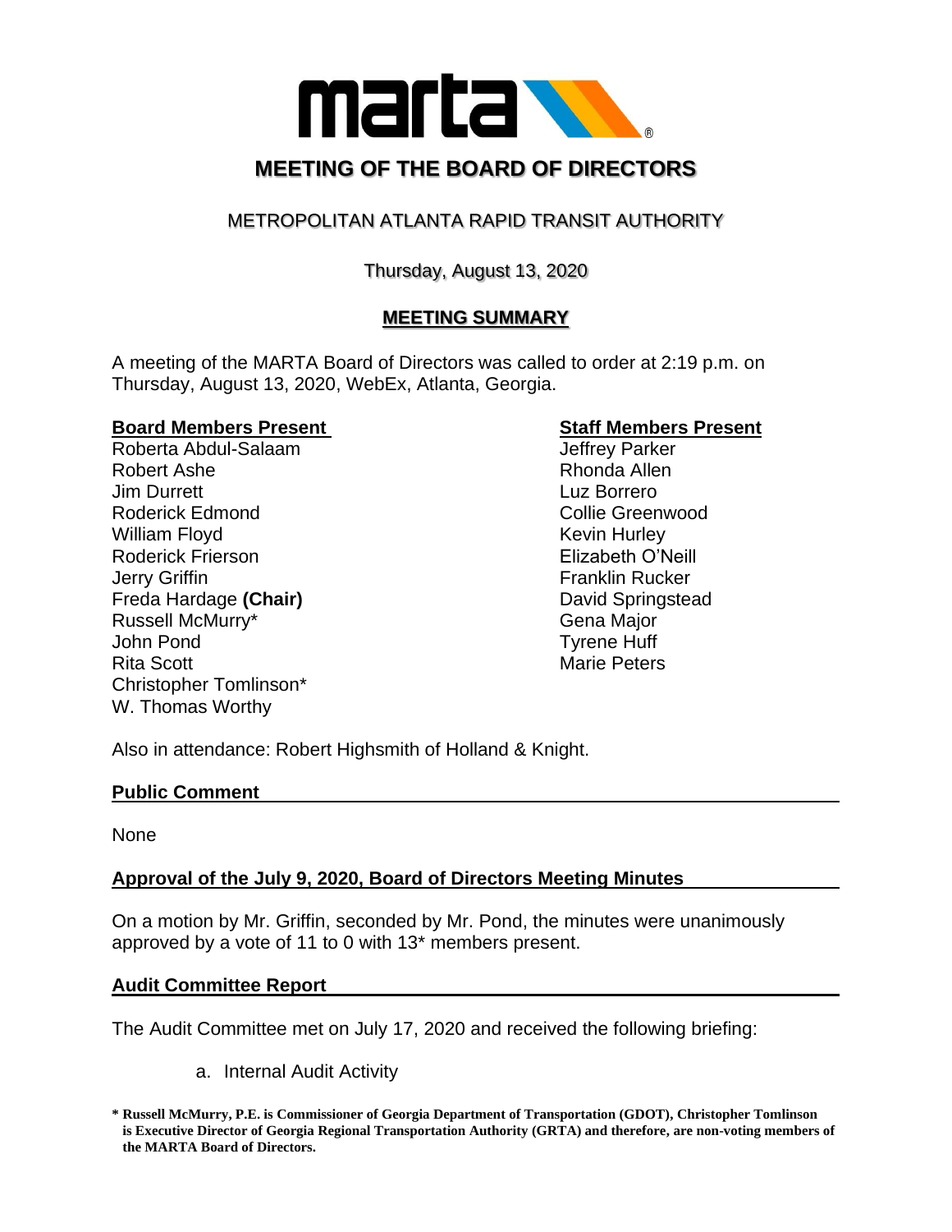# MEETING OF THE BOARD OF DIRECTORS

## METROPOLITAN ATLANTA RAPID TRANSIT AUTHORITY

Thursday, August 13, 2020

## MEETING SUMMARY

A meeting of the MARTA Board of Directors was called to order at 2:19 p.m. on Thursday, August 13, 2020, WebEx, Atlanta, Georgia.

**Board Members Present**

Roberta Abdul-Salaam
Robert Ashe
Jim Durrett
Roderick Edmond
William Floyd
Roderick Frierson
Jerry Griffin
Freda Hardage **(Chair)**
Russell McMurry*
John Pond
Rita Scott
Christopher Tomlinson*
W. Thomas Worthy

**Staff Members Present**

Jeffrey Parker
Rhonda Allen
Luz Borrero
Collie Greenwood
Kevin Hurley
Elizabeth O'Neill
Franklin Rucker
David Springstead
Gena Major
Tyrene Huff
Marie Peters

Also in attendance: Robert Highsmith of Holland & Knight.

**Public Comment**

None

**Approval of the July 9, 2020, Board of Directors Meeting Minutes**

On a motion by Mr. Griffin, seconded by Mr. Pond, the minutes were unanimously approved by a vote of 11 to 0 with 13* members present.

**Audit Committee Report**

The Audit Committee met on July 17, 2020 and received the following briefing:

a. Internal Audit Activity

**\* Russell McMurry, P.E. is Commissioner of Georgia Department of Transportation (GDOT), Christopher Tomlinson is Executive Director of Georgia Regional Transportation Authority (GRTA) and therefore, are non-voting members of the MARTA Board of Directors.**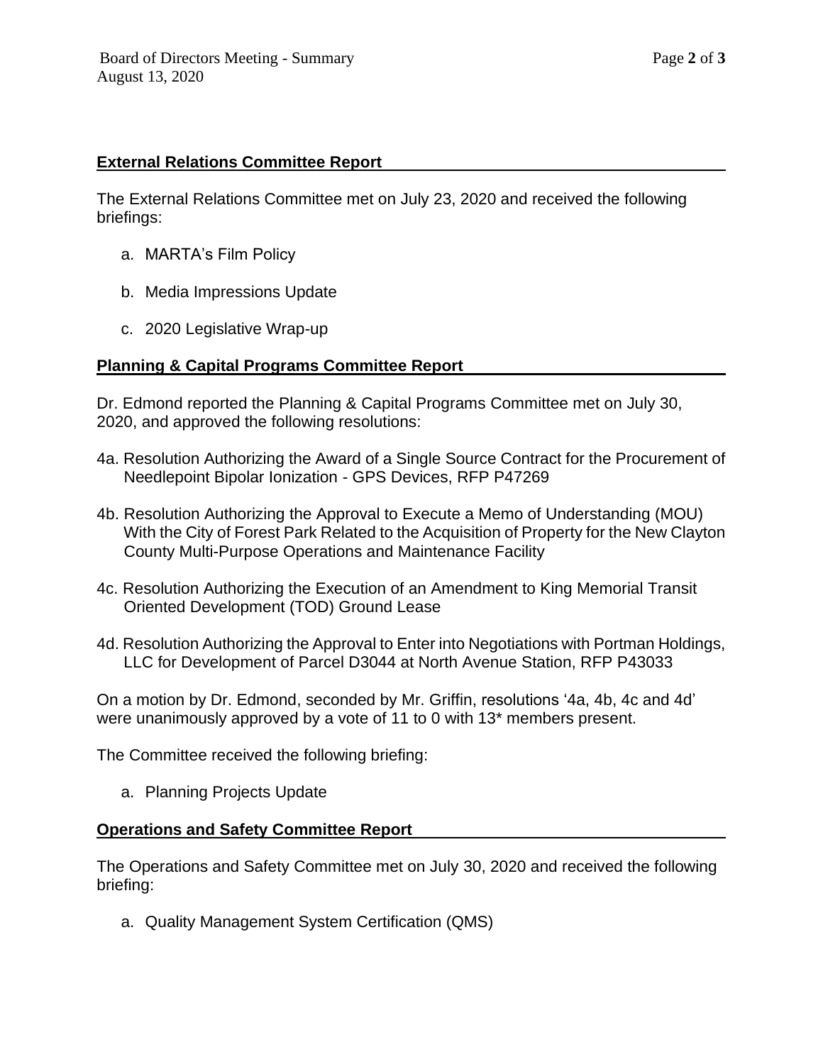### External Relations Committee Report

The External Relations Committee met on July 23, 2020 and received the following briefings:

a. MARTA's Film Policy

b. Media Impressions Update

c. 2020 Legislative Wrap-up

### Planning & Capital Programs Committee Report

Dr. Edmond reported the Planning & Capital Programs Committee met on July 30, 2020, and approved the following resolutions:

4a. Resolution Authorizing the Award of a Single Source Contract for the Procurement of Needlepoint Bipolar Ionization - GPS Devices, RFP P47269

4b. Resolution Authorizing the Approval to Execute a Memo of Understanding (MOU) With the City of Forest Park Related to the Acquisition of Property for the New Clayton County Multi-Purpose Operations and Maintenance Facility

4c. Resolution Authorizing the Execution of an Amendment to King Memorial Transit Oriented Development (TOD) Ground Lease

4d. Resolution Authorizing the Approval to Enter into Negotiations with Portman Holdings, LLC for Development of Parcel D3044 at North Avenue Station, RFP P43033

On a motion by Dr. Edmond, seconded by Mr. Griffin, resolutions '4a, 4b, 4c and 4d' were unanimously approved by a vote of 11 to 0 with 13* members present.

The Committee received the following briefing:

a. Planning Projects Update

### Operations and Safety Committee Report

The Operations and Safety Committee met on July 30, 2020 and received the following briefing:

a. Quality Management System Certification (QMS)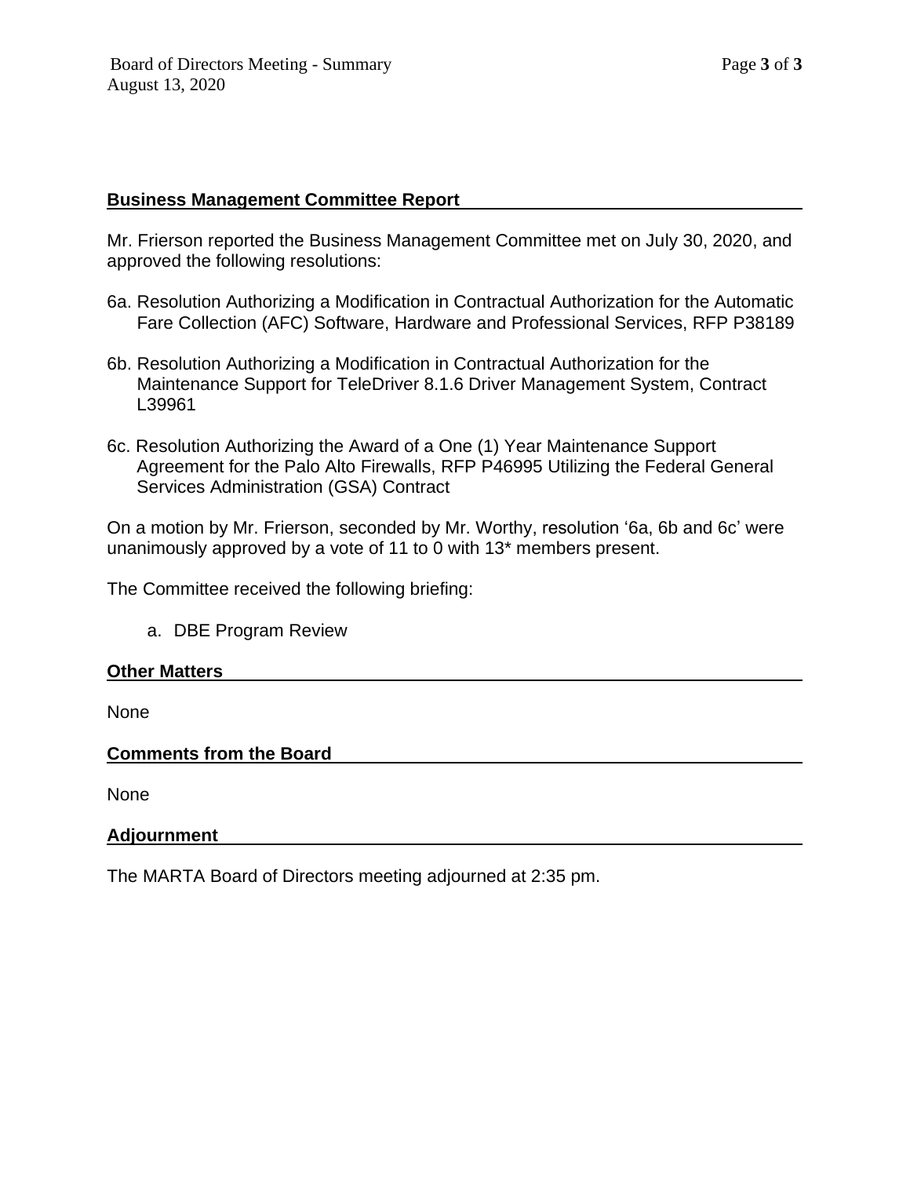## Business Management Committee Report

Mr. Frierson reported the Business Management Committee met on July 30, 2020, and approved the following resolutions:

6a. Resolution Authorizing a Modification in Contractual Authorization for the Automatic Fare Collection (AFC) Software, Hardware and Professional Services, RFP P38189

6b. Resolution Authorizing a Modification in Contractual Authorization for the Maintenance Support for TeleDriver 8.1.6 Driver Management System, Contract L39961

6c. Resolution Authorizing the Award of a One (1) Year Maintenance Support Agreement for the Palo Alto Firewalls, RFP P46995 Utilizing the Federal General Services Administration (GSA) Contract

On a motion by Mr. Frierson, seconded by Mr. Worthy, resolution '6a, 6b and 6c' were unanimously approved by a vote of 11 to 0 with 13* members present.

The Committee received the following briefing:

a. DBE Program Review

## Other Matters

None

## Comments from the Board

None

## Adjournment

The MARTA Board of Directors meeting adjourned at 2:35 pm.